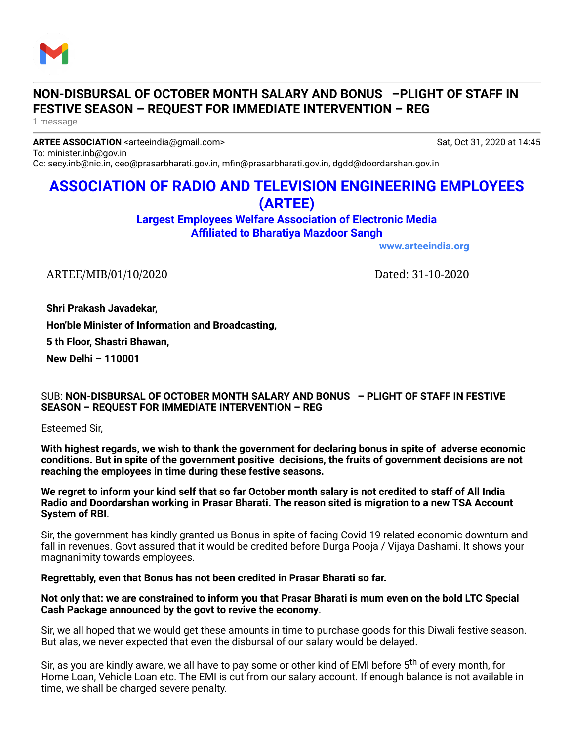# NON-DISBURSAL OF OCTOBER MONTH SALARY AND BONUS –PLIGHT OF STAFF IN FESTIVE SEASON – REQUEST FOR IMMEDIATE INTERVENTION – REG

1 message

**ARTEE ASSOCIATION** <arteeindia@gmail.com> — Sat, Oct 31, 2020 at 14:45
To: minister.inb@gov.in
Cc: secy.inb@nic.in, ceo@prasarbharati.gov.in, mfin@prasarbharati.gov.in, dgdd@doordarshan.gov.in

## ASSOCIATION OF RADIO AND TELEVISION ENGINEERING EMPLOYEES (ARTEE)

**Largest Employees Welfare Association of Electronic Media**
**Affiliated to Bharatiya Mazdoor Sangh**

**www.arteeindia.org**

ARTEE/MIB/01/10/2020 — Dated: 31-10-2020

**Shri Prakash Javadekar,**
**Hon'ble Minister of Information and Broadcasting,**
**5 th Floor, Shastri Bhawan,**
**New Delhi – 110001**

SUB: **NON-DISBURSAL OF OCTOBER MONTH SALARY AND BONUS – PLIGHT OF STAFF IN FESTIVE SEASON – REQUEST FOR IMMEDIATE INTERVENTION – REG**

Esteemed Sir,

**With highest regards, we wish to thank the government for declaring bonus in spite of adverse economic conditions. But in spite of the government positive decisions, the fruits of government decisions are not reaching the employees in time during these festive seasons.**

**We regret to inform your kind self that so far October month salary is not credited to staff of All India Radio and Doordarshan working in Prasar Bharati. The reason sited is migration to a new TSA Account System of RBI**.

Sir, the government has kindly granted us Bonus in spite of facing Covid 19 related economic downturn and fall in revenues. Govt assured that it would be credited before Durga Pooja / Vijaya Dashami. It shows your magnanimity towards employees.

**Regrettably, even that Bonus has not been credited in Prasar Bharati so far.**

**Not only that: we are constrained to inform you that Prasar Bharati is mum even on the bold LTC Special Cash Package announced by the govt to revive the economy**.

Sir, we all hoped that we would get these amounts in time to purchase goods for this Diwali festive season. But alas, we never expected that even the disbursal of our salary would be delayed.

Sir, as you are kindly aware, we all have to pay some or other kind of EMI before 5th of every month, for Home Loan, Vehicle Loan etc. The EMI is cut from our salary account. If enough balance is not available in time, we shall be charged severe penalty.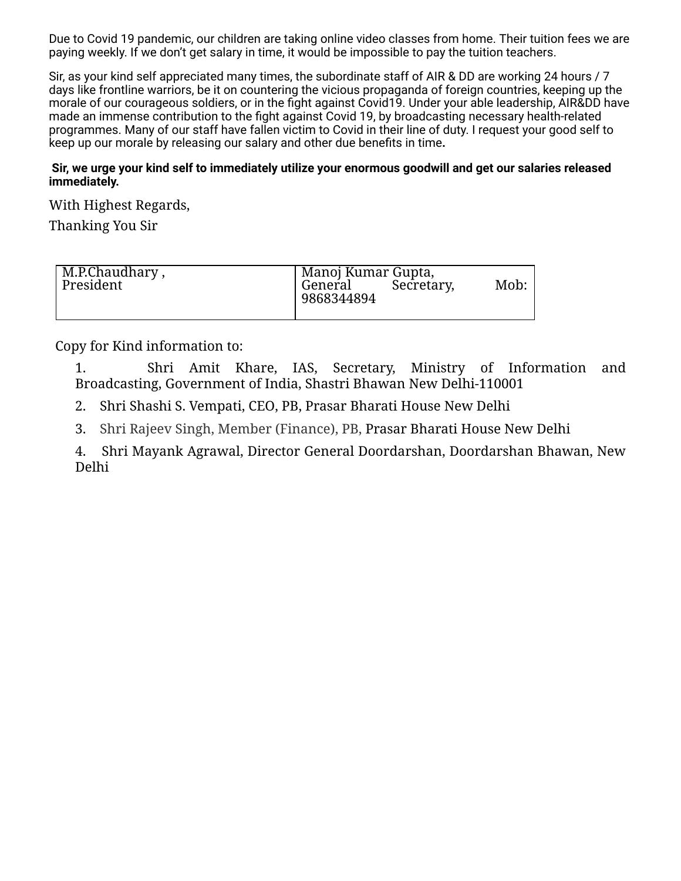Due to Covid 19 pandemic, our children are taking online video classes from home. Their tuition fees we are paying weekly. If we don't get salary in time, it would be impossible to pay the tuition teachers.

Sir, as your kind self appreciated many times, the subordinate staff of AIR & DD are working 24 hours / 7 days like frontline warriors, be it on countering the vicious propaganda of foreign countries, keeping up the morale of our courageous soldiers, or in the fight against Covid19. Under your able leadership, AIR&DD have made an immense contribution to the fight against Covid 19, by broadcasting necessary health-related programmes. Many of our staff have fallen victim to Covid in their line of duty. I request your good self to keep up our morale by releasing our salary and other due benefits in time.

**Sir, we urge your kind self to immediately utilize your enormous goodwill and get our salaries released immediately.**

With Highest Regards,

Thanking You Sir

| | |
|---|---|
| M.P.Chaudhary , President | Manoj Kumar Gupta, General Secretary, Mob: 9868344894 |

Copy for Kind information to:

1. Shri Amit Khare, IAS, Secretary, Ministry of Information and Broadcasting, Government of India, Shastri Bhawan New Delhi-110001
2. Shri Shashi S. Vempati, CEO, PB, Prasar Bharati House New Delhi
3. Shri Rajeev Singh, Member (Finance), PB, Prasar Bharati House New Delhi
4. Shri Mayank Agrawal, Director General Doordarshan, Doordarshan Bhawan, New Delhi